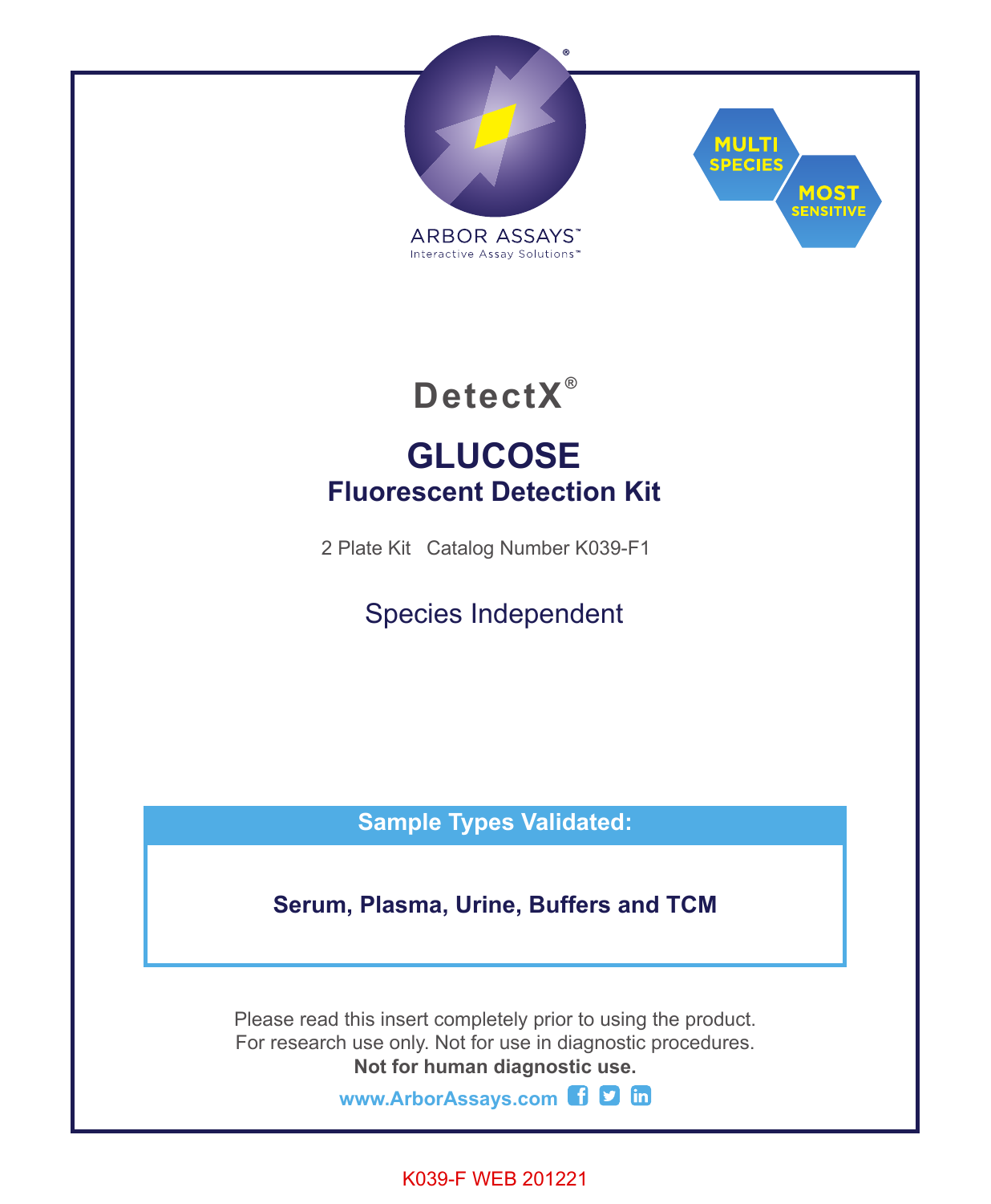ARBOR ASSAYS™
Interactive Assay Solutions™

**MULTI SPECIES**

**MOST SENSITIVE**

# DetectX®

# GLUCOSE
## Fluorescent Detection Kit

2 Plate Kit   Catalog Number K039-F1

Species Independent

**Sample Types Validated:**

**Serum, Plasma, Urine, Buffers and TCM**

Please read this insert completely prior to using the product.
For research use only. Not for use in diagnostic procedures.
**Not for human diagnostic use.**

**www.ArborAssays.com**

K039-F WEB 201221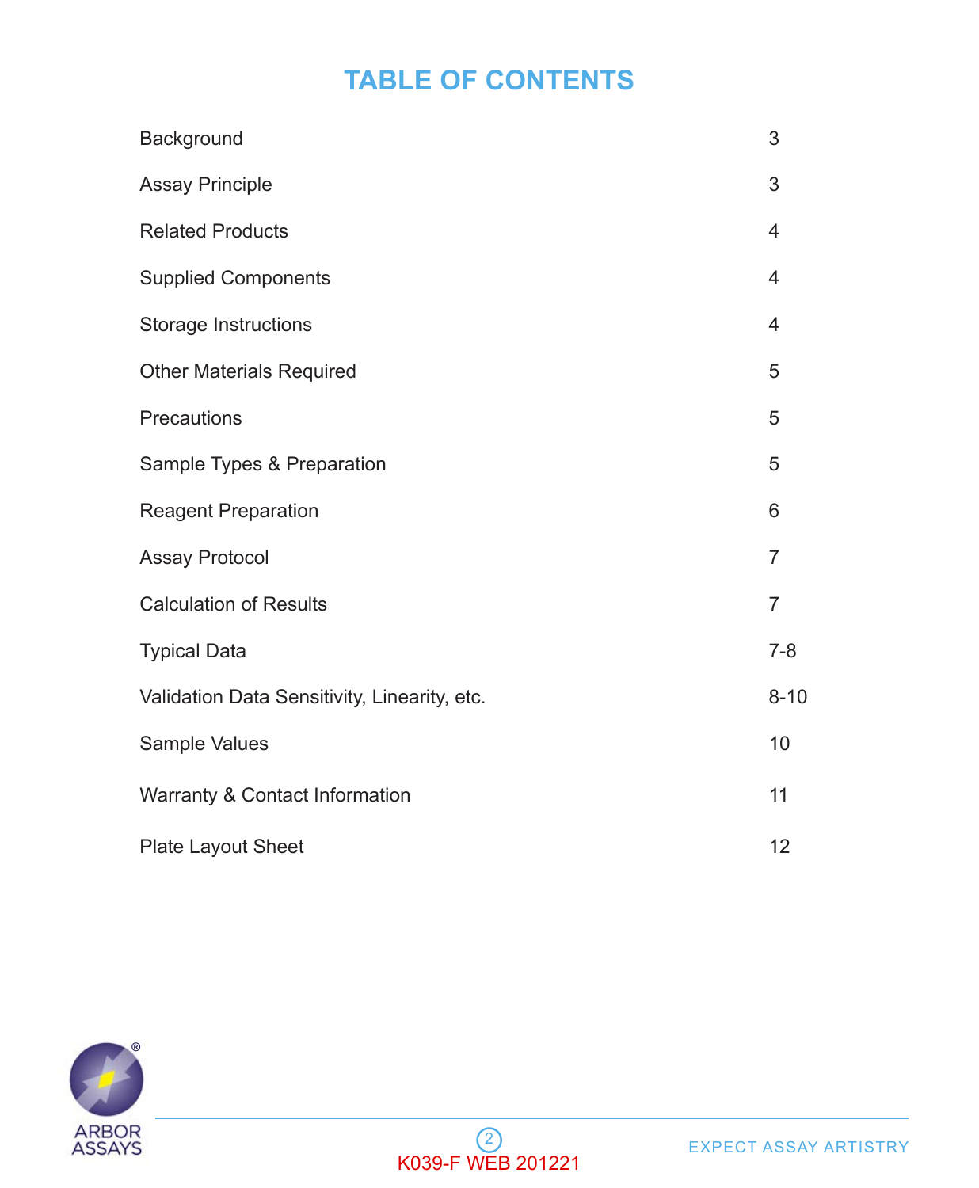# TABLE OF CONTENTS

| | |
|---|---|
| Background | 3 |
| Assay Principle | 3 |
| Related Products | 4 |
| Supplied Components | 4 |
| Storage Instructions | 4 |
| Other Materials Required | 5 |
| Precautions | 5 |
| Sample Types & Preparation | 5 |
| Reagent Preparation | 6 |
| Assay Protocol | 7 |
| Calculation of Results | 7 |
| Typical Data | 7-8 |
| Validation Data Sensitivity, Linearity, etc. | 8-10 |
| Sample Values | 10 |
| Warranty & Contact Information | 11 |
| Plate Layout Sheet | 12 |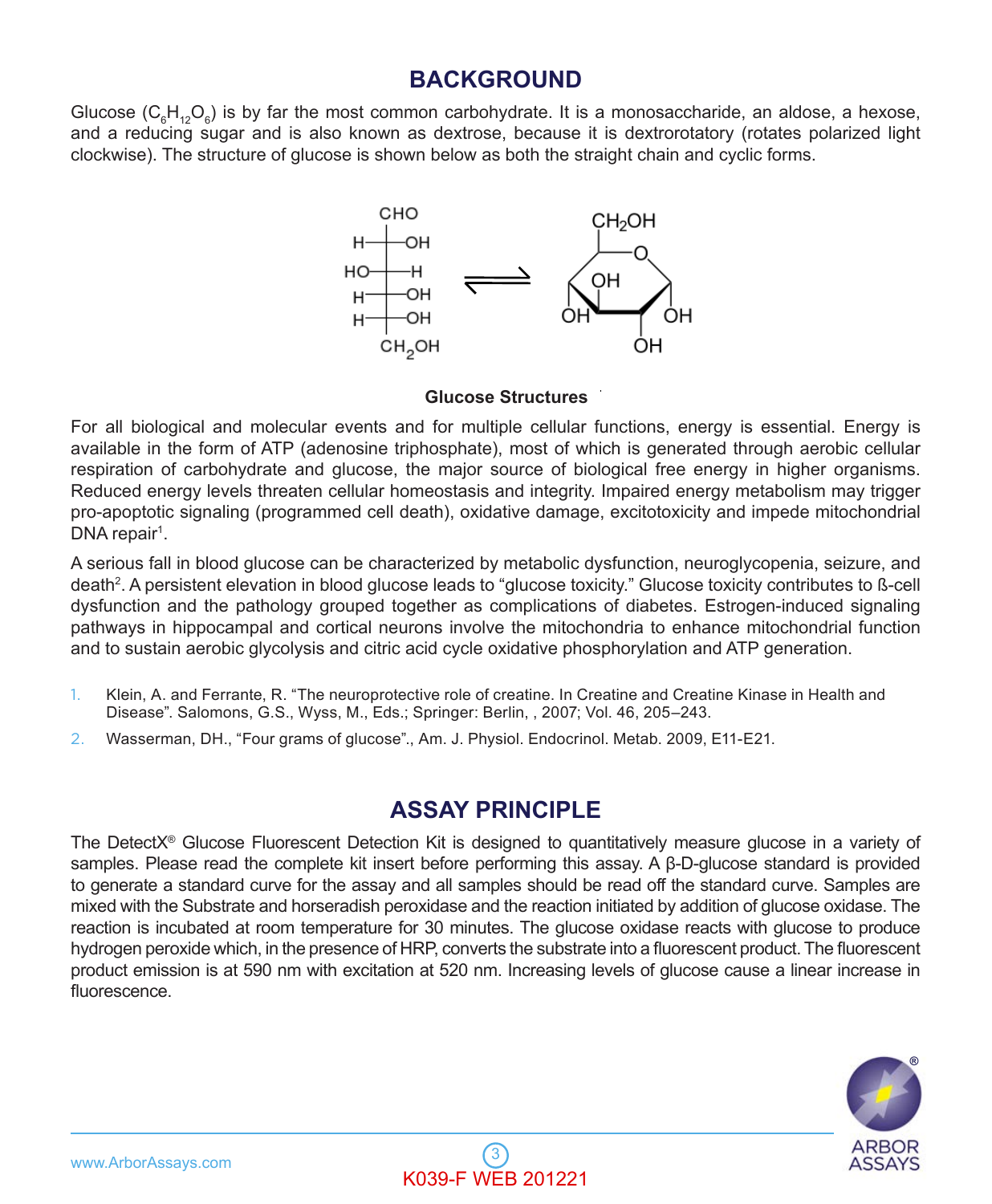## BACKGROUND

Glucose ($C_6H_{12}O_6$) is by far the most common carbohydrate. It is a monosaccharide, an aldose, a hexose, and a reducing sugar and is also known as dextrose, because it is dextrorotatory (rotates polarized light clockwise). The structure of glucose is shown below as both the straight chain and cyclic forms.

**Glucose Structures**

For all biological and molecular events and for multiple cellular functions, energy is essential. Energy is available in the form of ATP (adenosine triphosphate), most of which is generated through aerobic cellular respiration of carbohydrate and glucose, the major source of biological free energy in higher organisms. Reduced energy levels threaten cellular homeostasis and integrity. Impaired energy metabolism may trigger pro-apoptotic signaling (programmed cell death), oxidative damage, excitotoxicity and impede mitochondrial DNA repair[1].

A serious fall in blood glucose can be characterized by metabolic dysfunction, neuroglycopenia, seizure, and death[2]. A persistent elevation in blood glucose leads to "glucose toxicity." Glucose toxicity contributes to ß-cell dysfunction and the pathology grouped together as complications of diabetes. Estrogen-induced signaling pathways in hippocampal and cortical neurons involve the mitochondria to enhance mitochondrial function and to sustain aerobic glycolysis and citric acid cycle oxidative phosphorylation and ATP generation.

1. Klein, A. and Ferrante, R. "The neuroprotective role of creatine. In Creatine and Creatine Kinase in Health and Disease". Salomons, G.S., Wyss, M., Eds.; Springer: Berlin, , 2007; Vol. 46, 205–243.
2. Wasserman, DH., "Four grams of glucose"., Am. J. Physiol. Endocrinol. Metab. 2009, E11-E21.

## ASSAY PRINCIPLE

The DetectX® Glucose Fluorescent Detection Kit is designed to quantitatively measure glucose in a variety of samples. Please read the complete kit insert before performing this assay. A β-D-glucose standard is provided to generate a standard curve for the assay and all samples should be read off the standard curve. Samples are mixed with the Substrate and horseradish peroxidase and the reaction initiated by addition of glucose oxidase. The reaction is incubated at room temperature for 30 minutes. The glucose oxidase reacts with glucose to produce hydrogen peroxide which, in the presence of HRP, converts the substrate into a fluorescent product. The fluorescent product emission is at 590 nm with excitation at 520 nm. Increasing levels of glucose cause a linear increase in fluorescence.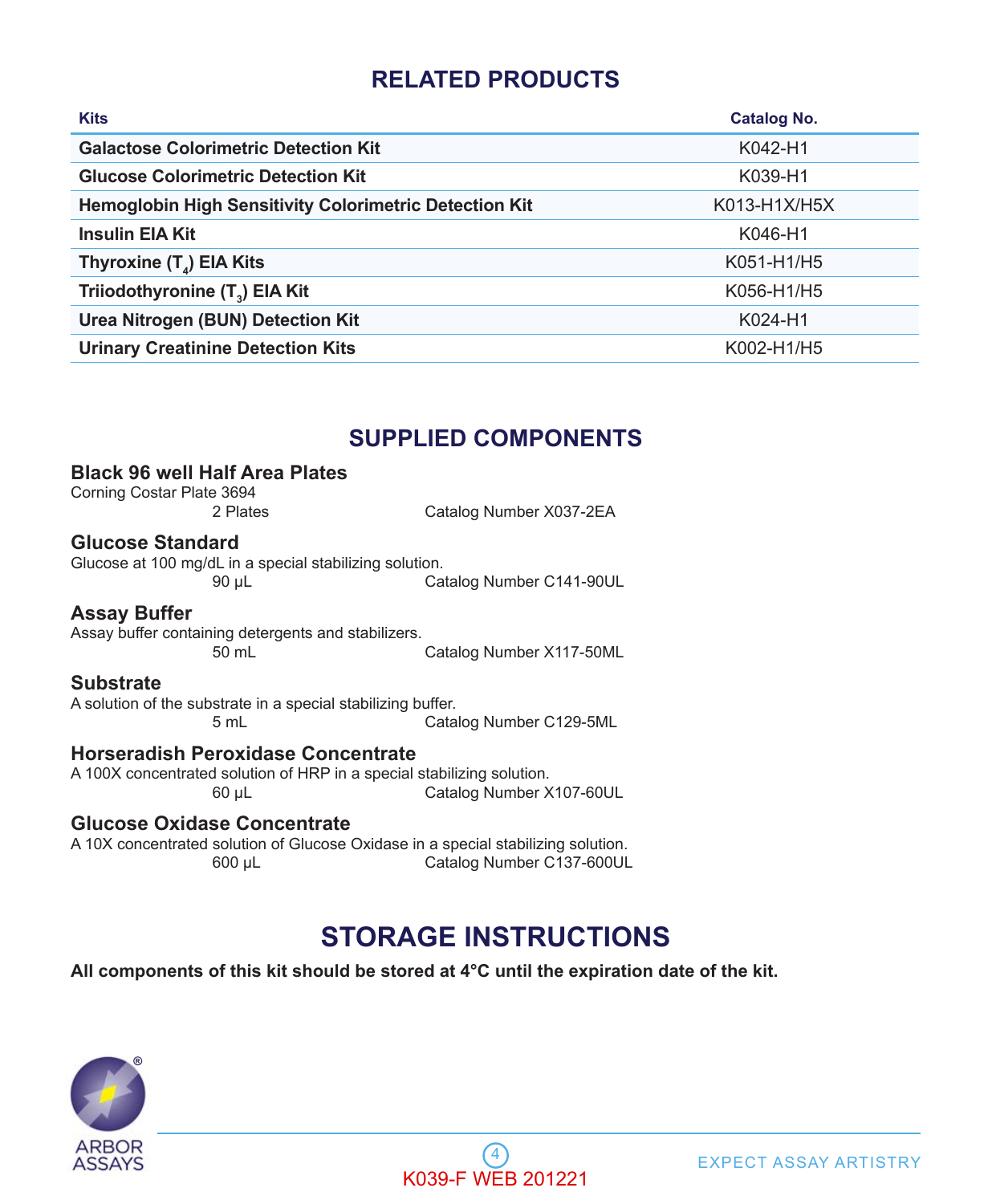## RELATED PRODUCTS

| Kits | Catalog No. |
|---|---|
| **Galactose Colorimetric Detection Kit** | K042-H1 |
| **Glucose Colorimetric Detection Kit** | K039-H1 |
| **Hemoglobin High Sensitivity Colorimetric Detection Kit** | K013-H1X/H5X |
| **Insulin EIA Kit** | K046-H1 |
| **Thyroxine ($T_4$) EIA Kits** | K051-H1/H5 |
| **Triiodothyronine ($T_3$) EIA Kit** | K056-H1/H5 |
| **Urea Nitrogen (BUN) Detection Kit** | K024-H1 |
| **Urinary Creatinine Detection Kits** | K002-H1/H5 |

## SUPPLIED COMPONENTS

### Black 96 well Half Area Plates
Corning Costar Plate 3694

2 Plates — Catalog Number X037-2EA

### Glucose Standard
Glucose at 100 mg/dL in a special stabilizing solution.

90 µL — Catalog Number C141-90UL

### Assay Buffer
Assay buffer containing detergents and stabilizers.

50 mL — Catalog Number X117-50ML

### Substrate
A solution of the substrate in a special stabilizing buffer.

5 mL — Catalog Number C129-5ML

### Horseradish Peroxidase Concentrate
A 100X concentrated solution of HRP in a special stabilizing solution.

60 µL — Catalog Number X107-60UL

### Glucose Oxidase Concentrate
A 10X concentrated solution of Glucose Oxidase in a special stabilizing solution.

600 µL — Catalog Number C137-600UL

## STORAGE INSTRUCTIONS

**All components of this kit should be stored at 4°C until the expiration date of the kit.**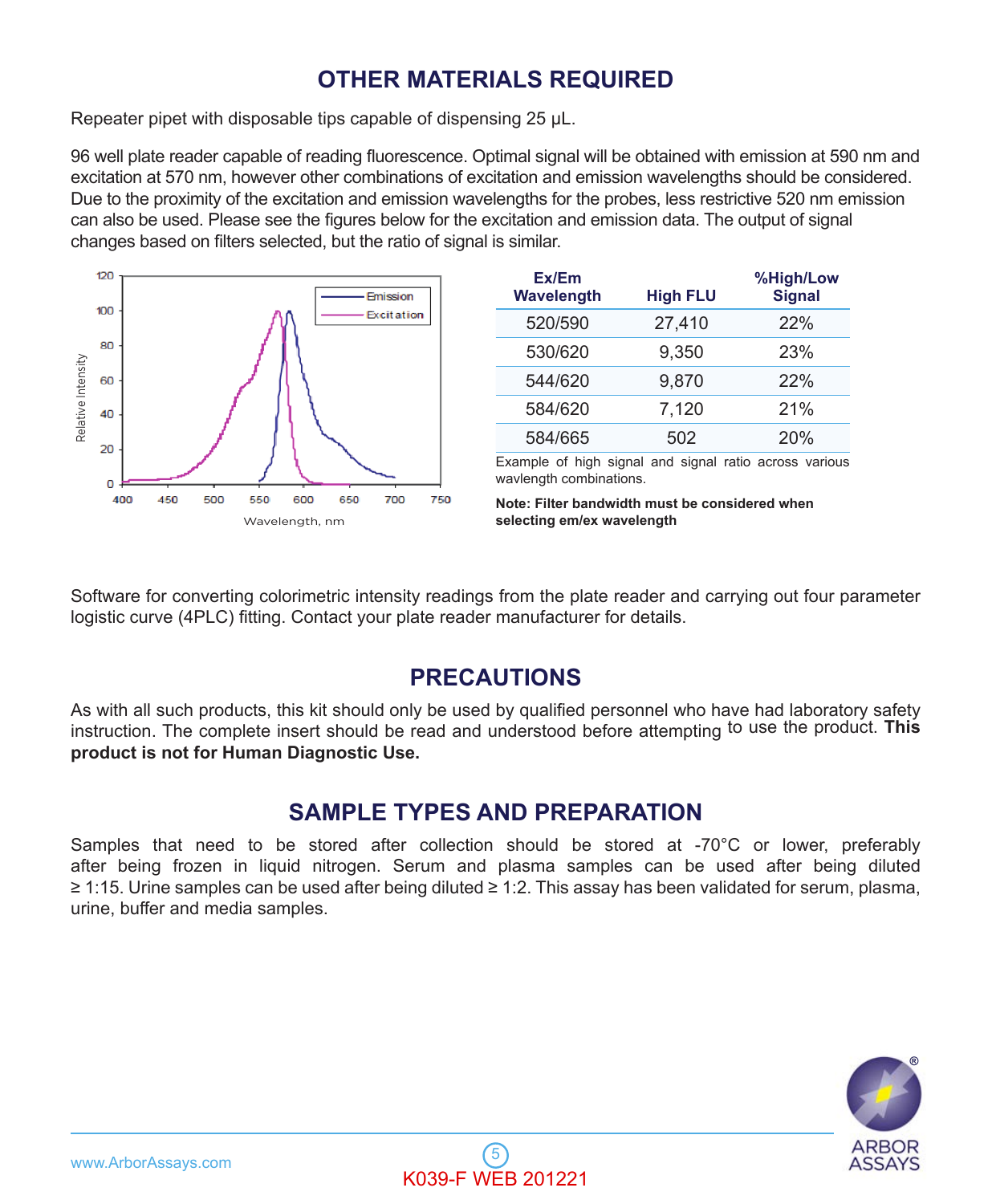## OTHER MATERIALS REQUIRED

Repeater pipet with disposable tips capable of dispensing 25 µL.

96 well plate reader capable of reading fluorescence. Optimal signal will be obtained with emission at 590 nm and excitation at 570 nm, however other combinations of excitation and emission wavelengths should be considered. Due to the proximity of the excitation and emission wavelengths for the probes, less restrictive 520 nm emission can also be used. Please see the figures below for the excitation and emission data. The output of signal changes based on filters selected, but the ratio of signal is similar.

| Ex/Em Wavelength | High FLU | %High/Low Signal |
|---|---|---|
| 520/590 | 27,410 | 22% |
| 530/620 | 9,350 | 23% |
| 544/620 | 9,870 | 22% |
| 584/620 | 7,120 | 21% |
| 584/665 | 502 | 20% |

Example of high signal and signal ratio across various wavlength combinations.

**Note: Filter bandwidth must be considered when selecting em/ex wavelength**

Software for converting colorimetric intensity readings from the plate reader and carrying out four parameter logistic curve (4PLC) fitting. Contact your plate reader manufacturer for details.

## PRECAUTIONS

As with all such products, this kit should only be used by qualified personnel who have had laboratory safety instruction. The complete insert should be read and understood before attempting to use the product. **This product is not for Human Diagnostic Use.**

## SAMPLE TYPES AND PREPARATION

Samples that need to be stored after collection should be stored at -70°C or lower, preferably after being frozen in liquid nitrogen. Serum and plasma samples can be used after being diluted ≥ 1:15. Urine samples can be used after being diluted ≥ 1:2. This assay has been validated for serum, plasma, urine, buffer and media samples.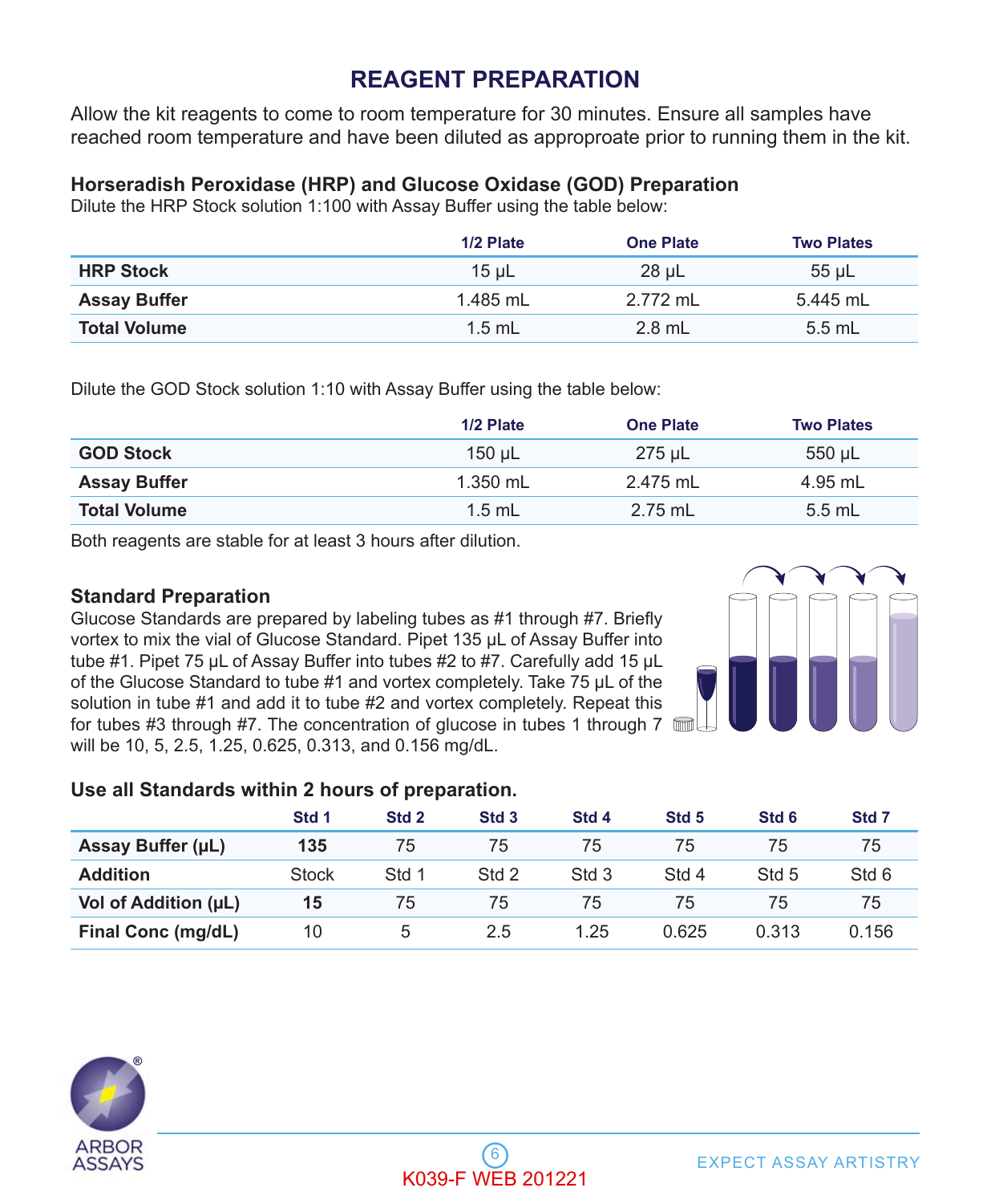# REAGENT PREPARATION

Allow the kit reagents to come to room temperature for 30 minutes. Ensure all samples have reached room temperature and have been diluted as approproate prior to running them in the kit.

### Horseradish Peroxidase (HRP) and Glucose Oxidase (GOD) Preparation

Dilute the HRP Stock solution 1:100 with Assay Buffer using the table below:

| | 1/2 Plate | One Plate | Two Plates |
|---|---|---|---|
| **HRP Stock** | 15 µL | 28 µL | 55 µL |
| **Assay Buffer** | 1.485 mL | 2.772 mL | 5.445 mL |
| **Total Volume** | 1.5 mL | 2.8 mL | 5.5 mL |

Dilute the GOD Stock solution 1:10 with Assay Buffer using the table below:

| | 1/2 Plate | One Plate | Two Plates |
|---|---|---|---|
| **GOD Stock** | 150 µL | 275 µL | 550 µL |
| **Assay Buffer** | 1.350 mL | 2.475 mL | 4.95 mL |
| **Total Volume** | 1.5 mL | 2.75 mL | 5.5 mL |

Both reagents are stable for at least 3 hours after dilution.

### Standard Preparation

Glucose Standards are prepared by labeling tubes as #1 through #7. Briefly vortex to mix the vial of Glucose Standard. Pipet 135 µL of Assay Buffer into tube #1. Pipet 75 µL of Assay Buffer into tubes #2 to #7. Carefully add 15 µL of the Glucose Standard to tube #1 and vortex completely. Take 75 µL of the solution in tube #1 and add it to tube #2 and vortex completely. Repeat this for tubes #3 through #7. The concentration of glucose in tubes 1 through 7 will be 10, 5, 2.5, 1.25, 0.625, 0.313, and 0.156 mg/dL.

**Use all Standards within 2 hours of preparation.**

| | Std 1 | Std 2 | Std 3 | Std 4 | Std 5 | Std 6 | Std 7 |
|---|---|---|---|---|---|---|---|
| **Assay Buffer (µL)** | **135** | 75 | 75 | 75 | 75 | 75 | 75 |
| **Addition** | Stock | Std 1 | Std 2 | Std 3 | Std 4 | Std 5 | Std 6 |
| **Vol of Addition (µL)** | **15** | 75 | 75 | 75 | 75 | 75 | 75 |
| **Final Conc (mg/dL)** | 10 | 5 | 2.5 | 1.25 | 0.625 | 0.313 | 0.156 |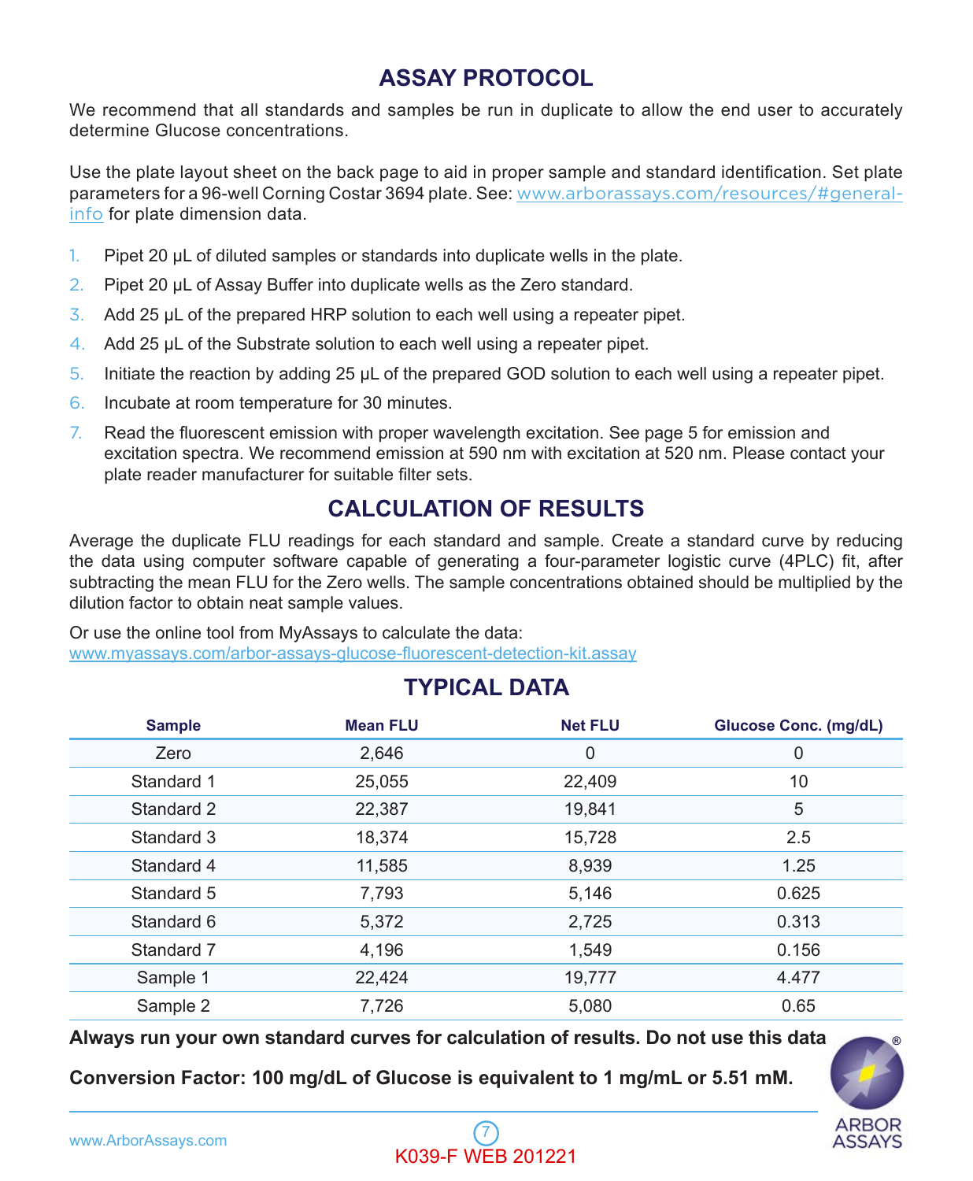## ASSAY PROTOCOL

We recommend that all standards and samples be run in duplicate to allow the end user to accurately determine Glucose concentrations.

Use the plate layout sheet on the back page to aid in proper sample and standard identification. Set plate parameters for a 96-well Corning Costar 3694 plate. See: www.arborassays.com/resources/#general-info for plate dimension data.

1. Pipet 20 µL of diluted samples or standards into duplicate wells in the plate.
2. Pipet 20 µL of Assay Buffer into duplicate wells as the Zero standard.
3. Add 25 µL of the prepared HRP solution to each well using a repeater pipet.
4. Add 25 µL of the Substrate solution to each well using a repeater pipet.
5. Initiate the reaction by adding 25 µL of the prepared GOD solution to each well using a repeater pipet.
6. Incubate at room temperature for 30 minutes.
7. Read the fluorescent emission with proper wavelength excitation. See page 5 for emission and excitation spectra. We recommend emission at 590 nm with excitation at 520 nm. Please contact your plate reader manufacturer for suitable filter sets.

## CALCULATION OF RESULTS

Average the duplicate FLU readings for each standard and sample. Create a standard curve by reducing the data using computer software capable of generating a four-parameter logistic curve (4PLC) fit, after subtracting the mean FLU for the Zero wells. The sample concentrations obtained should be multiplied by the dilution factor to obtain neat sample values.

Or use the online tool from MyAssays to calculate the data:
www.myassays.com/arbor-assays-glucose-fluorescent-detection-kit.assay

## TYPICAL DATA

| Sample | Mean FLU | Net FLU | Glucose Conc. (mg/dL) |
|---|---|---|---|
| Zero | 2,646 | 0 | 0 |
| Standard 1 | 25,055 | 22,409 | 10 |
| Standard 2 | 22,387 | 19,841 | 5 |
| Standard 3 | 18,374 | 15,728 | 2.5 |
| Standard 4 | 11,585 | 8,939 | 1.25 |
| Standard 5 | 7,793 | 5,146 | 0.625 |
| Standard 6 | 5,372 | 2,725 | 0.313 |
| Standard 7 | 4,196 | 1,549 | 0.156 |
| Sample 1 | 22,424 | 19,777 | 4.477 |
| Sample 2 | 7,726 | 5,080 | 0.65 |

**Always run your own standard curves for calculation of results. Do not use this data**

**Conversion Factor: 100 mg/dL of Glucose is equivalent to 1 mg/mL or 5.51 mM.**

K039-F WEB 201221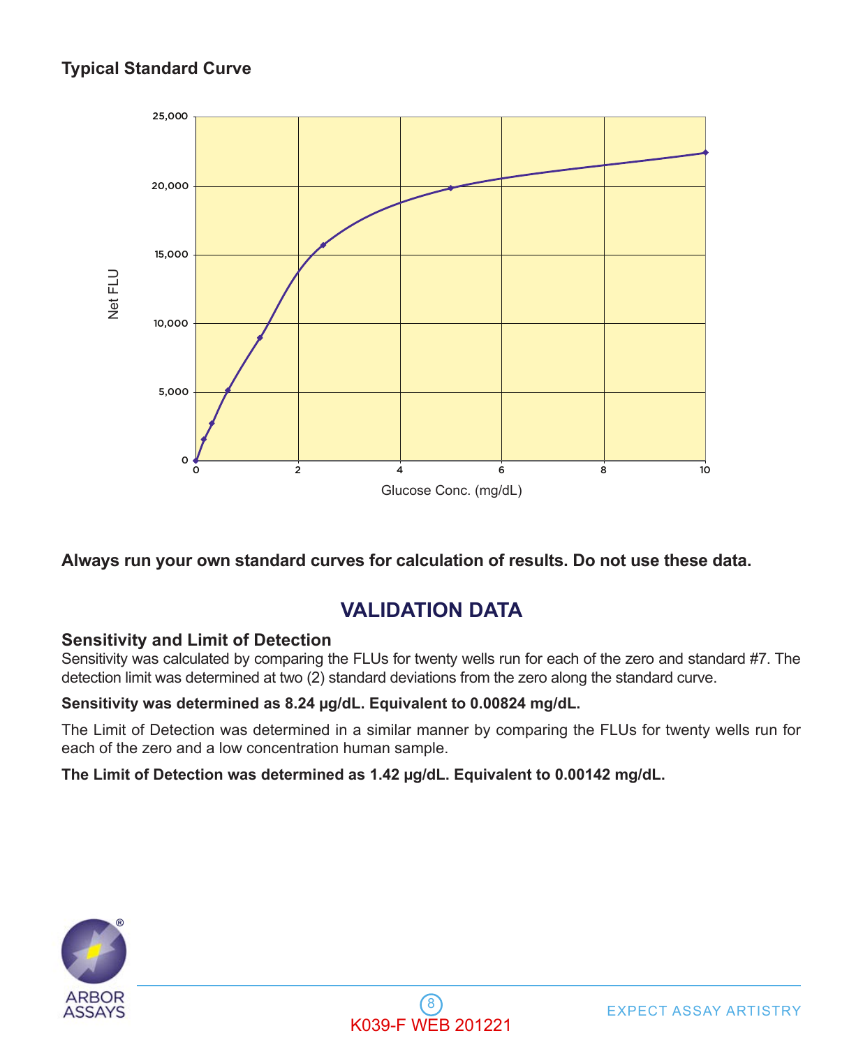### Typical Standard Curve

**Always run your own standard curves for calculation of results. Do not use these data.**

## VALIDATION DATA

### Sensitivity and Limit of Detection

Sensitivity was calculated by comparing the FLUs for twenty wells run for each of the zero and standard #7. The detection limit was determined at two (2) standard deviations from the zero along the standard curve.

**Sensitivity was determined as 8.24 µg/dL. Equivalent to 0.00824 mg/dL.**

The Limit of Detection was determined in a similar manner by comparing the FLUs for twenty wells run for each of the zero and a low concentration human sample.

**The Limit of Detection was determined as 1.42 µg/dL. Equivalent to 0.00142 mg/dL.**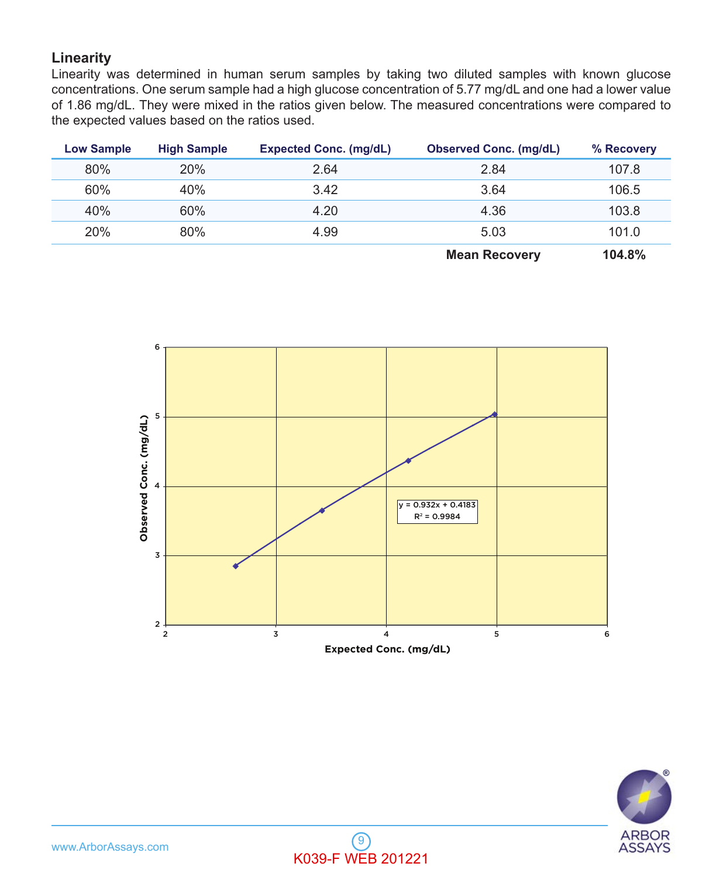## Linearity

Linearity was determined in human serum samples by taking two diluted samples with known glucose concentrations. One serum sample had a high glucose concentration of 5.77 mg/dL and one had a lower value of 1.86 mg/dL. They were mixed in the ratios given below. The measured concentrations were compared to the expected values based on the ratios used.

| Low Sample | High Sample | Expected Conc. (mg/dL) | Observed Conc. (mg/dL) | % Recovery |
|---|---|---|---|---|
| 80% | 20% | 2.64 | 2.84 | 107.8 |
| 60% | 40% | 3.42 | 3.64 | 106.5 |
| 40% | 60% | 4.20 | 4.36 | 103.8 |
| 20% | 80% | 4.99 | 5.03 | 101.0 |
| | | | **Mean Recovery** | **104.8%** |

$y = 0.932x + 0.4183$

$R^2 = 0.9984$

Observed Conc. (mg/dL) vs. Expected Conc. (mg/dL)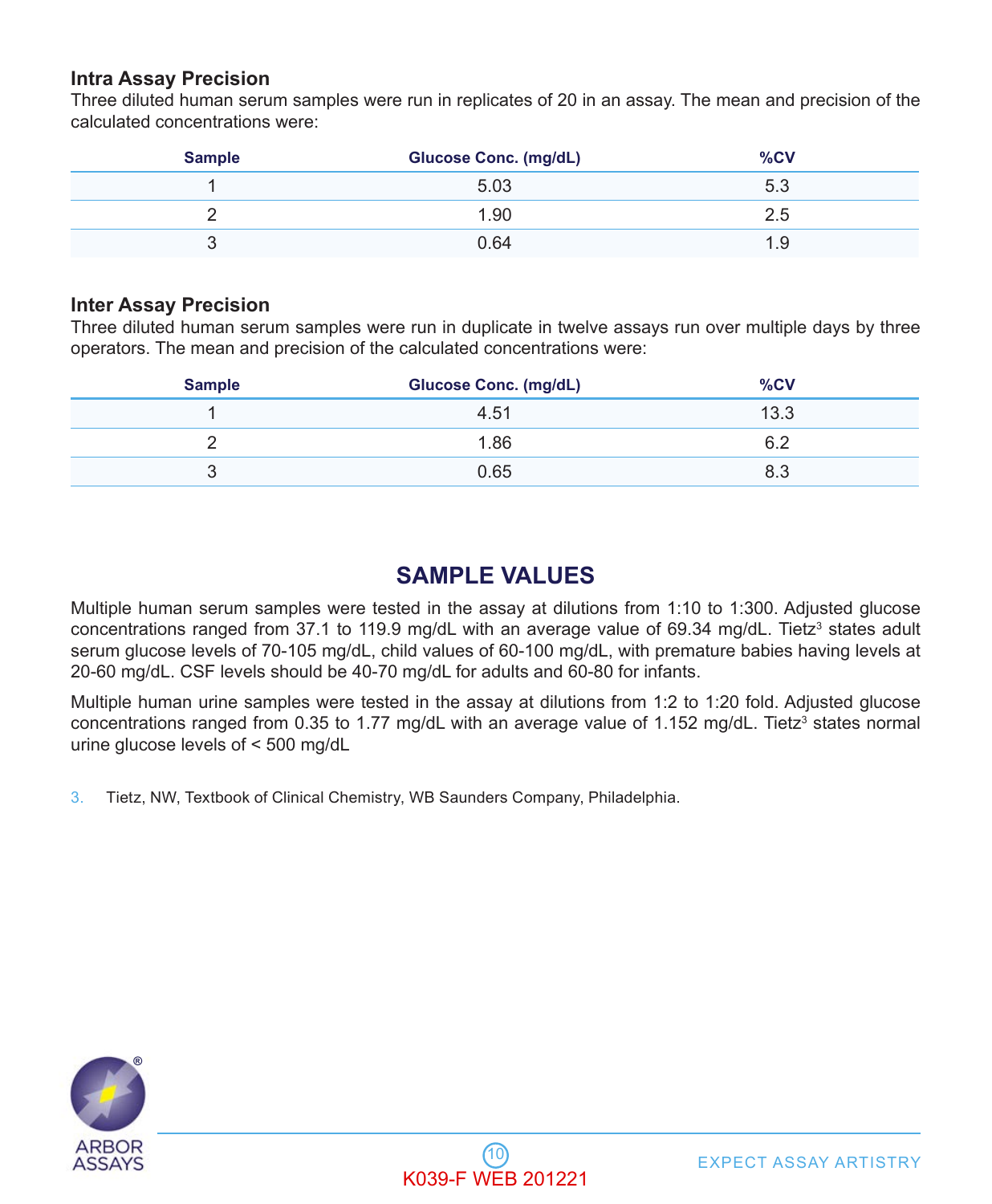### Intra Assay Precision

Three diluted human serum samples were run in replicates of 20 in an assay. The mean and precision of the calculated concentrations were:

| Sample | Glucose Conc. (mg/dL) | %CV |
|---|---|---|
| 1 | 5.03 | 5.3 |
| 2 | 1.90 | 2.5 |
| 3 | 0.64 | 1.9 |

### Inter Assay Precision

Three diluted human serum samples were run in duplicate in twelve assays run over multiple days by three operators. The mean and precision of the calculated concentrations were:

| Sample | Glucose Conc. (mg/dL) | %CV |
|---|---|---|
| 1 | 4.51 | 13.3 |
| 2 | 1.86 | 6.2 |
| 3 | 0.65 | 8.3 |

## SAMPLE VALUES

Multiple human serum samples were tested in the assay at dilutions from 1:10 to 1:300. Adjusted glucose concentrations ranged from 37.1 to 119.9 mg/dL with an average value of 69.34 mg/dL. Tietz[3] states adult serum glucose levels of 70-105 mg/dL, child values of 60-100 mg/dL, with premature babies having levels at 20-60 mg/dL. CSF levels should be 40-70 mg/dL for adults and 60-80 for infants.

Multiple human urine samples were tested in the assay at dilutions from 1:2 to 1:20 fold. Adjusted glucose concentrations ranged from 0.35 to 1.77 mg/dL with an average value of 1.152 mg/dL. Tietz[3] states normal urine glucose levels of < 500 mg/dL

3. Tietz, NW, Textbook of Clinical Chemistry, WB Saunders Company, Philadelphia.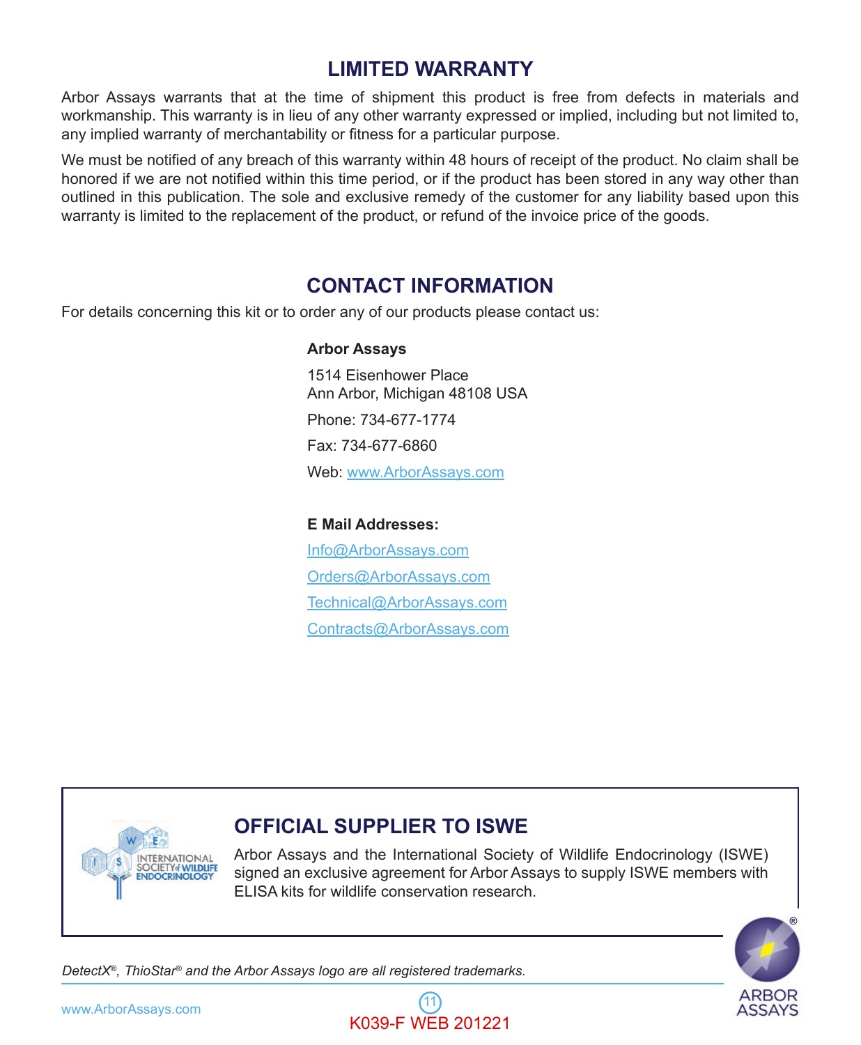## LIMITED WARRANTY

Arbor Assays warrants that at the time of shipment this product is free from defects in materials and workmanship. This warranty is in lieu of any other warranty expressed or implied, including but not limited to, any implied warranty of merchantability or fitness for a particular purpose.

We must be notified of any breach of this warranty within 48 hours of receipt of the product. No claim shall be honored if we are not notified within this time period, or if the product has been stored in any way other than outlined in this publication. The sole and exclusive remedy of the customer for any liability based upon this warranty is limited to the replacement of the product, or refund of the invoice price of the goods.

## CONTACT INFORMATION

For details concerning this kit or to order any of our products please contact us:

**Arbor Assays**

1514 Eisenhower Place
Ann Arbor, Michigan 48108 USA

Phone: 734-677-1774

Fax: 734-677-6860

Web: www.ArborAssays.com

**E Mail Addresses:**

Info@ArborAssays.com

Orders@ArborAssays.com

Technical@ArborAssays.com

Contracts@ArborAssays.com

## OFFICIAL SUPPLIER TO ISWE

Arbor Assays and the International Society of Wildlife Endocrinology (ISWE) signed an exclusive agreement for Arbor Assays to supply ISWE members with ELISA kits for wildlife conservation research.

*DetectX®, ThioStar® and the Arbor Assays logo are all registered trademarks.*

K039-F WEB 201221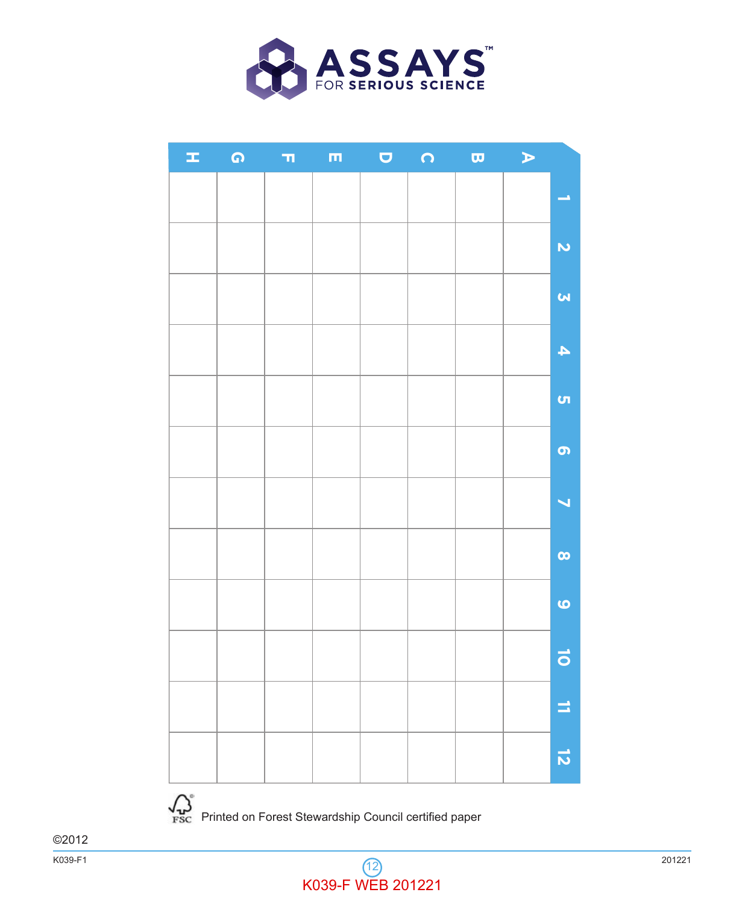# ASSAYS™

FOR SERIOUS SCIENCE

| | H | G | F | E | D | C | B | A |
|---|---|---|---|---|---|---|---|---|
| 1 | | | | | | | | |
| 2 | | | | | | | | |
| 3 | | | | | | | | |
| 4 | | | | | | | | |
| 5 | | | | | | | | |
| 6 | | | | | | | | |
| 7 | | | | | | | | |
| 8 | | | | | | | | |
| 9 | | | | | | | | |
| 10 | | | | | | | | |
| 11 | | | | | | | | |
| 12 | | | | | | | | |

FSC Printed on Forest Stewardship Council certified paper

©2012

K039-F1

201221

K039-F WEB 201221